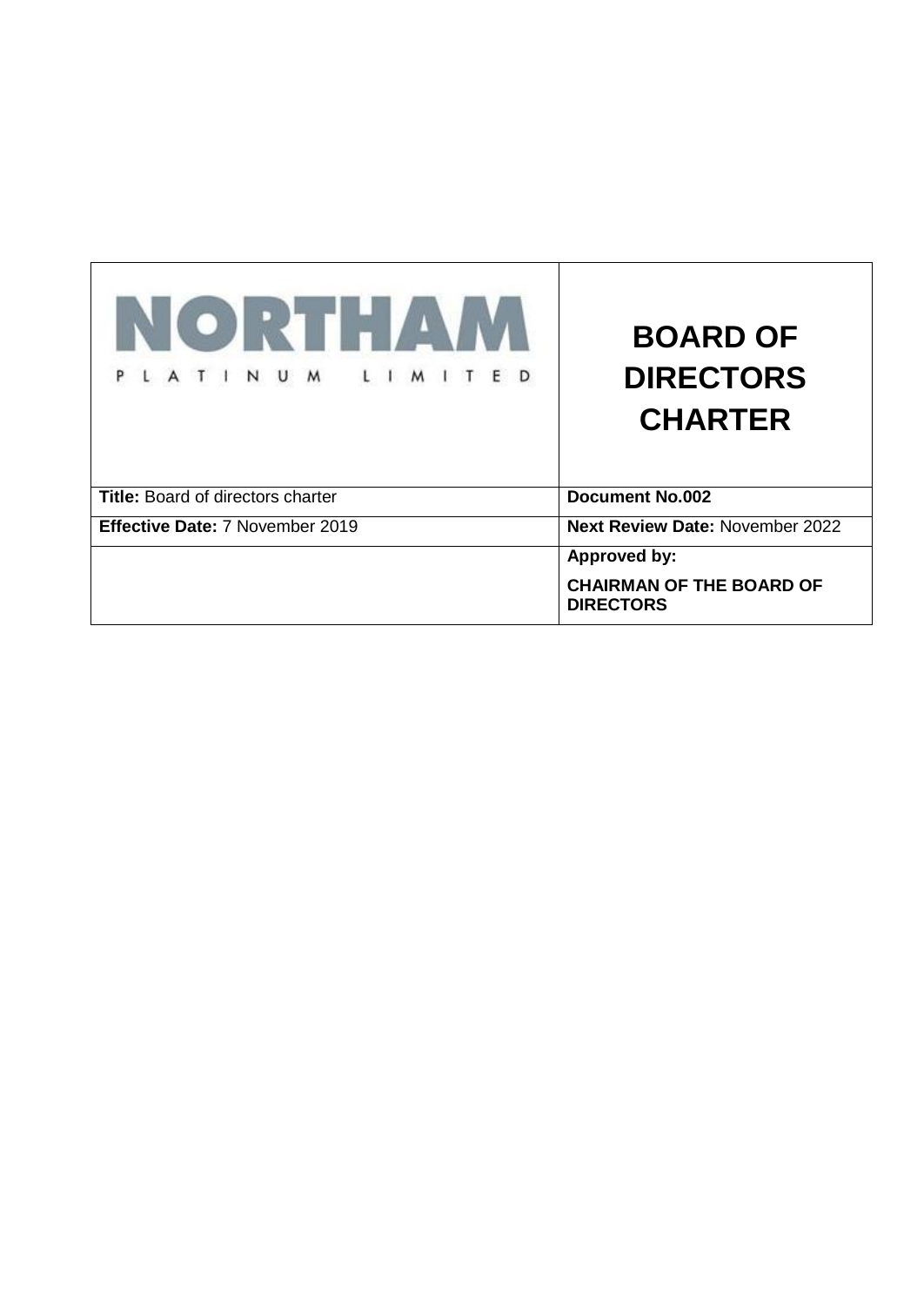| NORTHAM PLATINUM LIMITED | BOARD OF DIRECTORS CHARTER |
| --- | --- |
| **Title:** Board of directors charter | **Document No.002** |
| **Effective Date:** 7 November 2019 | **Next Review Date:** November 2022 |
| | **Approved by:** **CHAIRMAN OF THE BOARD OF DIRECTORS** |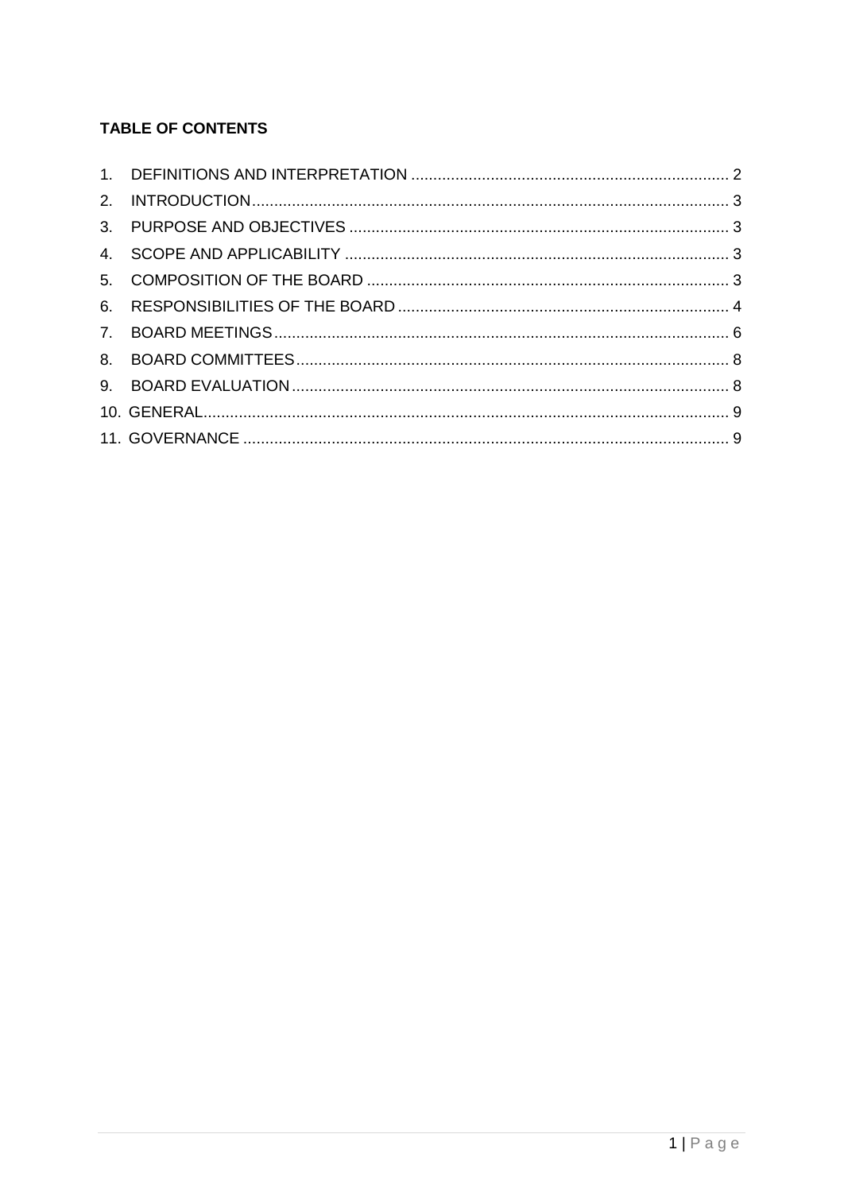**TABLE OF CONTENTS**

1. DEFINITIONS AND INTERPRETATION ........................................................................ 2
2. INTRODUCTION ........................................................................................................ 3
3. PURPOSE AND OBJECTIVES ...................................................................................... 3
4. SCOPE AND APPLICABILITY ...................................................................................... 3
5. COMPOSITION OF THE BOARD ................................................................................. 3
6. RESPONSIBILITIES OF THE BOARD ........................................................................... 4
7. BOARD MEETINGS ...................................................................................................... 6
8. BOARD COMMITTEES ................................................................................................. 8
9. BOARD EVALUATION .................................................................................................. 8
10. GENERAL ..................................................................................................................... 9
11. GOVERNANCE ............................................................................................................. 9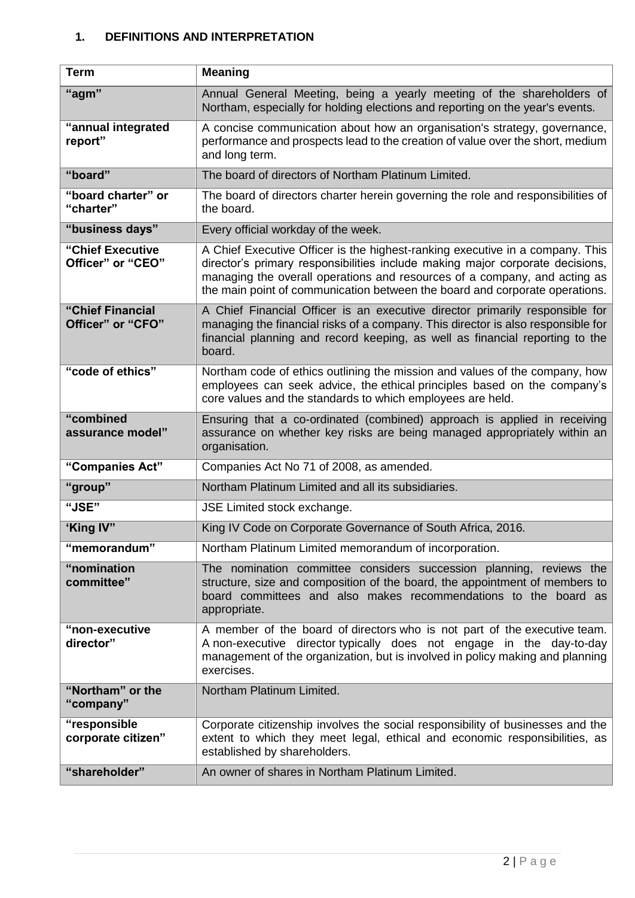## 1. DEFINITIONS AND INTERPRETATION

| Term | Meaning |
|---|---|
| **"agm"** | Annual General Meeting, being a yearly meeting of the shareholders of Northam, especially for holding elections and reporting on the year's events. |
| **"annual integrated report"** | A concise communication about how an organisation's strategy, governance, performance and prospects lead to the creation of value over the short, medium and long term. |
| **"board"** | The board of directors of Northam Platinum Limited. |
| **"board charter" or "charter"** | The board of directors charter herein governing the role and responsibilities of the board. |
| **"business days"** | Every official workday of the week. |
| **"Chief Executive Officer" or "CEO"** | A Chief Executive Officer is the highest-ranking executive in a company. This director's primary responsibilities include making major corporate decisions, managing the overall operations and resources of a company, and acting as the main point of communication between the board and corporate operations. |
| **"Chief Financial Officer" or "CFO"** | A Chief Financial Officer is an executive director primarily responsible for managing the financial risks of a company. This director is also responsible for financial planning and record keeping, as well as financial reporting to the board. |
| **"code of ethics"** | Northam code of ethics outlining the mission and values of the company, how employees can seek advice, the ethical principles based on the company's core values and the standards to which employees are held. |
| **"combined assurance model"** | Ensuring that a co-ordinated (combined) approach is applied in receiving assurance on whether key risks are being managed appropriately within an organisation. |
| **"Companies Act"** | Companies Act No 71 of 2008, as amended. |
| **"group"** | Northam Platinum Limited and all its subsidiaries. |
| **"JSE"** | JSE Limited stock exchange. |
| **'King IV"** | King IV Code on Corporate Governance of South Africa, 2016. |
| **"memorandum"** | Northam Platinum Limited memorandum of incorporation. |
| **"nomination committee"** | The nomination committee considers succession planning, reviews the structure, size and composition of the board, the appointment of members to board committees and also makes recommendations to the board as appropriate. |
| **"non-executive director"** | A member of the board of directors who is not part of the executive team. A non-executive director typically does not engage in the day-to-day management of the organization, but is involved in policy making and planning exercises. |
| **"Northam" or the "company"** | Northam Platinum Limited. |
| **"responsible corporate citizen"** | Corporate citizenship involves the social responsibility of businesses and the extent to which they meet legal, ethical and economic responsibilities, as established by shareholders. |
| **"shareholder"** | An owner of shares in Northam Platinum Limited. |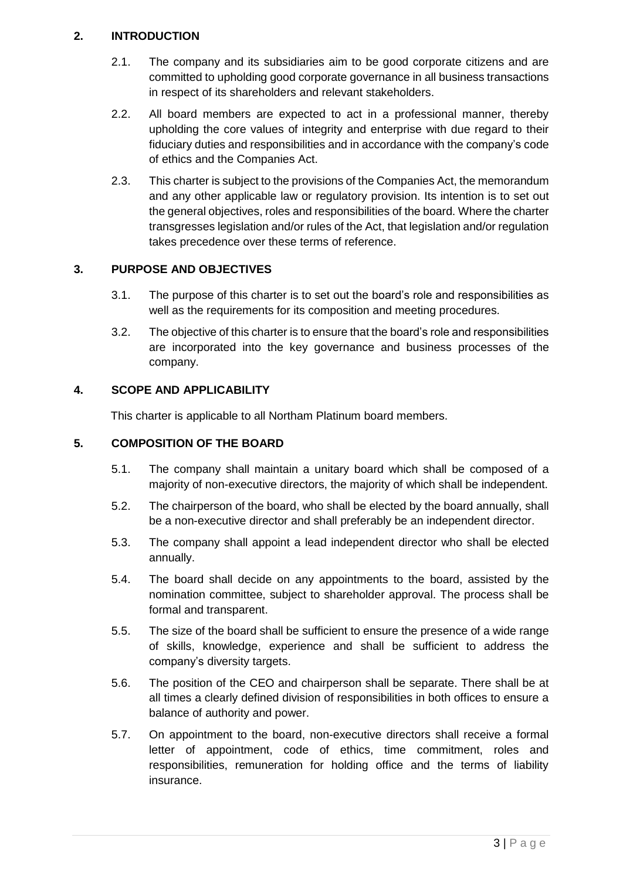## 2. INTRODUCTION

2.1. The company and its subsidiaries aim to be good corporate citizens and are committed to upholding good corporate governance in all business transactions in respect of its shareholders and relevant stakeholders.

2.2. All board members are expected to act in a professional manner, thereby upholding the core values of integrity and enterprise with due regard to their fiduciary duties and responsibilities and in accordance with the company's code of ethics and the Companies Act.

2.3. This charter is subject to the provisions of the Companies Act, the memorandum and any other applicable law or regulatory provision. Its intention is to set out the general objectives, roles and responsibilities of the board. Where the charter transgresses legislation and/or rules of the Act, that legislation and/or regulation takes precedence over these terms of reference.

## 3. PURPOSE AND OBJECTIVES

3.1. The purpose of this charter is to set out the board's role and responsibilities as well as the requirements for its composition and meeting procedures.

3.2. The objective of this charter is to ensure that the board's role and responsibilities are incorporated into the key governance and business processes of the company.

## 4. SCOPE AND APPLICABILITY

This charter is applicable to all Northam Platinum board members.

## 5. COMPOSITION OF THE BOARD

5.1. The company shall maintain a unitary board which shall be composed of a majority of non-executive directors, the majority of which shall be independent.

5.2. The chairperson of the board, who shall be elected by the board annually, shall be a non-executive director and shall preferably be an independent director.

5.3. The company shall appoint a lead independent director who shall be elected annually.

5.4. The board shall decide on any appointments to the board, assisted by the nomination committee, subject to shareholder approval. The process shall be formal and transparent.

5.5. The size of the board shall be sufficient to ensure the presence of a wide range of skills, knowledge, experience and shall be sufficient to address the company's diversity targets.

5.6. The position of the CEO and chairperson shall be separate. There shall be at all times a clearly defined division of responsibilities in both offices to ensure a balance of authority and power.

5.7. On appointment to the board, non-executive directors shall receive a formal letter of appointment, code of ethics, time commitment, roles and responsibilities, remuneration for holding office and the terms of liability insurance.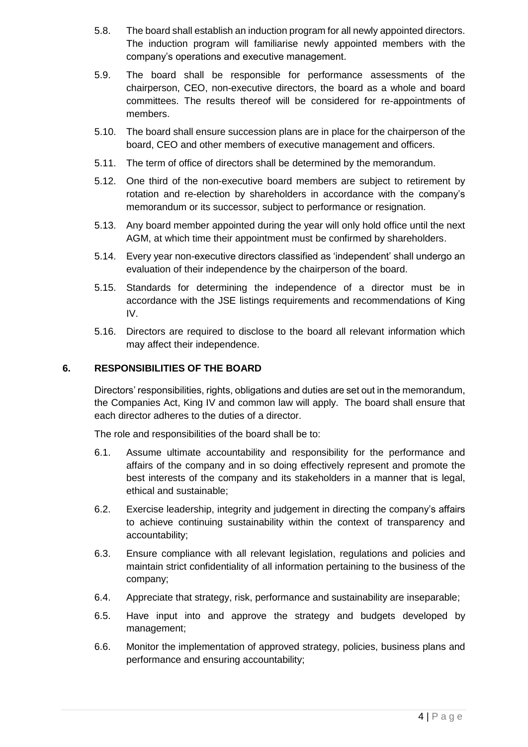5.8. The board shall establish an induction program for all newly appointed directors. The induction program will familiarise newly appointed members with the company's operations and executive management.

5.9. The board shall be responsible for performance assessments of the chairperson, CEO, non-executive directors, the board as a whole and board committees. The results thereof will be considered for re-appointments of members.

5.10. The board shall ensure succession plans are in place for the chairperson of the board, CEO and other members of executive management and officers.

5.11. The term of office of directors shall be determined by the memorandum.

5.12. One third of the non-executive board members are subject to retirement by rotation and re-election by shareholders in accordance with the company's memorandum or its successor, subject to performance or resignation.

5.13. Any board member appointed during the year will only hold office until the next AGM, at which time their appointment must be confirmed by shareholders.

5.14. Every year non-executive directors classified as 'independent' shall undergo an evaluation of their independence by the chairperson of the board.

5.15. Standards for determining the independence of a director must be in accordance with the JSE listings requirements and recommendations of King IV.

5.16. Directors are required to disclose to the board all relevant information which may affect their independence.

## 6. RESPONSIBILITIES OF THE BOARD

Directors' responsibilities, rights, obligations and duties are set out in the memorandum, the Companies Act, King IV and common law will apply. The board shall ensure that each director adheres to the duties of a director.

The role and responsibilities of the board shall be to:

6.1. Assume ultimate accountability and responsibility for the performance and affairs of the company and in so doing effectively represent and promote the best interests of the company and its stakeholders in a manner that is legal, ethical and sustainable;

6.2. Exercise leadership, integrity and judgement in directing the company's affairs to achieve continuing sustainability within the context of transparency and accountability;

6.3. Ensure compliance with all relevant legislation, regulations and policies and maintain strict confidentiality of all information pertaining to the business of the company;

6.4. Appreciate that strategy, risk, performance and sustainability are inseparable;

6.5. Have input into and approve the strategy and budgets developed by management;

6.6. Monitor the implementation of approved strategy, policies, business plans and performance and ensuring accountability;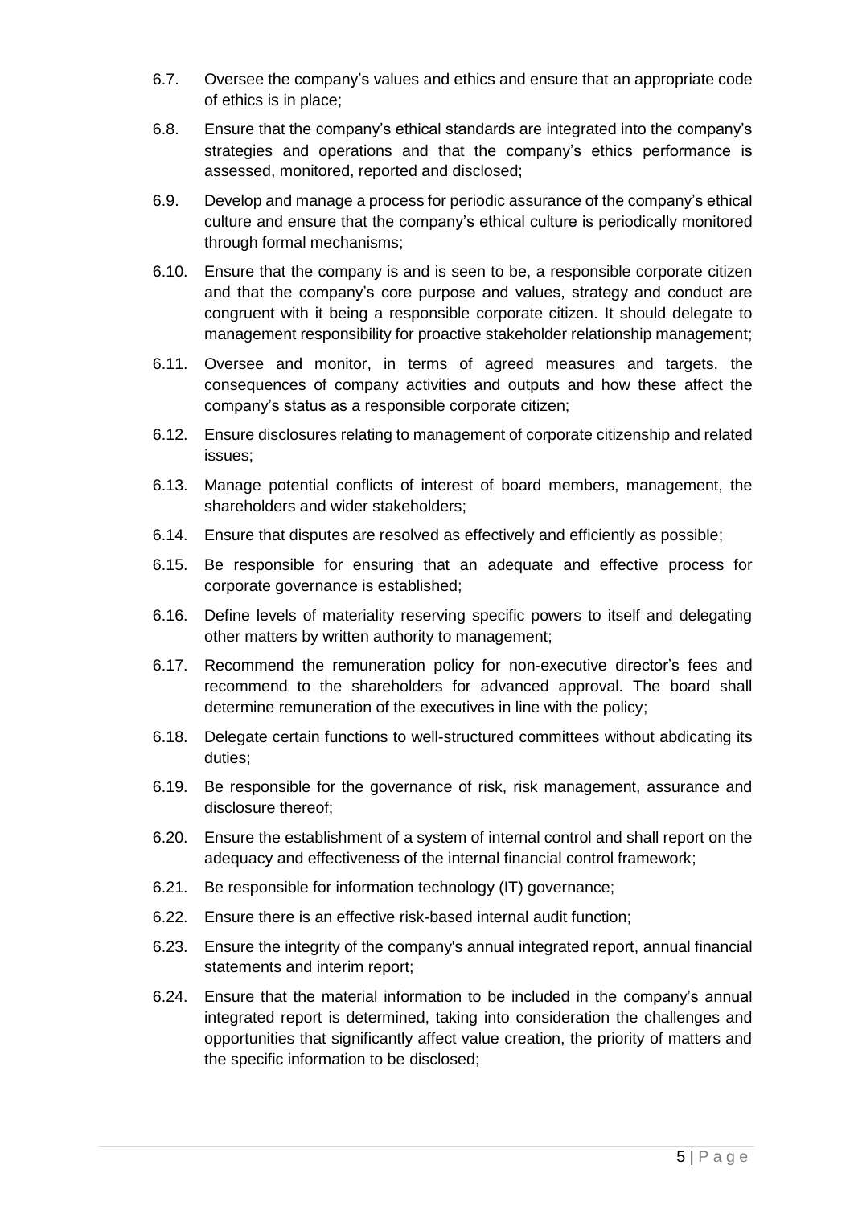6.7. Oversee the company's values and ethics and ensure that an appropriate code of ethics is in place;

6.8. Ensure that the company's ethical standards are integrated into the company's strategies and operations and that the company's ethics performance is assessed, monitored, reported and disclosed;

6.9. Develop and manage a process for periodic assurance of the company's ethical culture and ensure that the company's ethical culture is periodically monitored through formal mechanisms;

6.10. Ensure that the company is and is seen to be, a responsible corporate citizen and that the company's core purpose and values, strategy and conduct are congruent with it being a responsible corporate citizen. It should delegate to management responsibility for proactive stakeholder relationship management;

6.11. Oversee and monitor, in terms of agreed measures and targets, the consequences of company activities and outputs and how these affect the company's status as a responsible corporate citizen;

6.12. Ensure disclosures relating to management of corporate citizenship and related issues;

6.13. Manage potential conflicts of interest of board members, management, the shareholders and wider stakeholders;

6.14. Ensure that disputes are resolved as effectively and efficiently as possible;

6.15. Be responsible for ensuring that an adequate and effective process for corporate governance is established;

6.16. Define levels of materiality reserving specific powers to itself and delegating other matters by written authority to management;

6.17. Recommend the remuneration policy for non-executive director's fees and recommend to the shareholders for advanced approval. The board shall determine remuneration of the executives in line with the policy;

6.18. Delegate certain functions to well-structured committees without abdicating its duties;

6.19. Be responsible for the governance of risk, risk management, assurance and disclosure thereof;

6.20. Ensure the establishment of a system of internal control and shall report on the adequacy and effectiveness of the internal financial control framework;

6.21. Be responsible for information technology (IT) governance;

6.22. Ensure there is an effective risk-based internal audit function;

6.23. Ensure the integrity of the company's annual integrated report, annual financial statements and interim report;

6.24. Ensure that the material information to be included in the company's annual integrated report is determined, taking into consideration the challenges and opportunities that significantly affect value creation, the priority of matters and the specific information to be disclosed;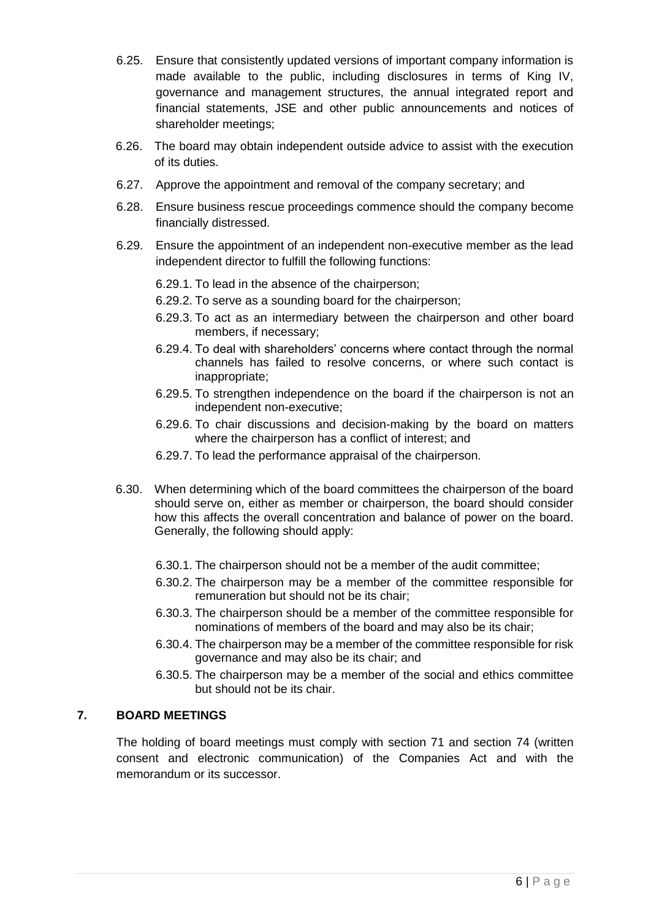6.25. Ensure that consistently updated versions of important company information is made available to the public, including disclosures in terms of King IV, governance and management structures, the annual integrated report and financial statements, JSE and other public announcements and notices of shareholder meetings;

6.26. The board may obtain independent outside advice to assist with the execution of its duties.

6.27. Approve the appointment and removal of the company secretary; and

6.28. Ensure business rescue proceedings commence should the company become financially distressed.

6.29. Ensure the appointment of an independent non-executive member as the lead independent director to fulfill the following functions:

6.29.1. To lead in the absence of the chairperson;

6.29.2. To serve as a sounding board for the chairperson;

6.29.3. To act as an intermediary between the chairperson and other board members, if necessary;

6.29.4. To deal with shareholders' concerns where contact through the normal channels has failed to resolve concerns, or where such contact is inappropriate;

6.29.5. To strengthen independence on the board if the chairperson is not an independent non-executive;

6.29.6. To chair discussions and decision-making by the board on matters where the chairperson has a conflict of interest; and

6.29.7. To lead the performance appraisal of the chairperson.

6.30. When determining which of the board committees the chairperson of the board should serve on, either as member or chairperson, the board should consider how this affects the overall concentration and balance of power on the board. Generally, the following should apply:

6.30.1. The chairperson should not be a member of the audit committee;

6.30.2. The chairperson may be a member of the committee responsible for remuneration but should not be its chair;

6.30.3. The chairperson should be a member of the committee responsible for nominations of members of the board and may also be its chair;

6.30.4. The chairperson may be a member of the committee responsible for risk governance and may also be its chair; and

6.30.5. The chairperson may be a member of the social and ethics committee but should not be its chair.

## 7. BOARD MEETINGS

The holding of board meetings must comply with section 71 and section 74 (written consent and electronic communication) of the Companies Act and with the memorandum or its successor.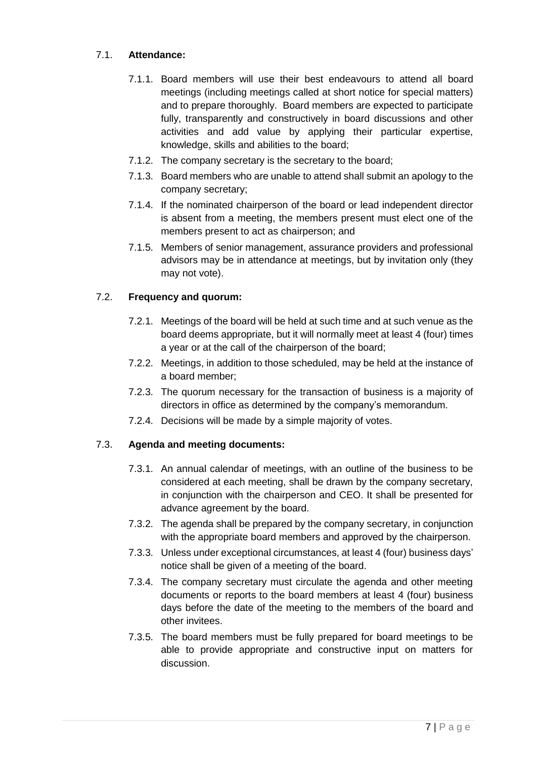7.1. **Attendance:**

7.1.1. Board members will use their best endeavours to attend all board meetings (including meetings called at short notice for special matters) and to prepare thoroughly. Board members are expected to participate fully, transparently and constructively in board discussions and other activities and add value by applying their particular expertise, knowledge, skills and abilities to the board;

7.1.2. The company secretary is the secretary to the board;

7.1.3. Board members who are unable to attend shall submit an apology to the company secretary;

7.1.4. If the nominated chairperson of the board or lead independent director is absent from a meeting, the members present must elect one of the members present to act as chairperson; and

7.1.5. Members of senior management, assurance providers and professional advisors may be in attendance at meetings, but by invitation only (they may not vote).

7.2. **Frequency and quorum:**

7.2.1. Meetings of the board will be held at such time and at such venue as the board deems appropriate, but it will normally meet at least 4 (four) times a year or at the call of the chairperson of the board;

7.2.2. Meetings, in addition to those scheduled, may be held at the instance of a board member;

7.2.3. The quorum necessary for the transaction of business is a majority of directors in office as determined by the company's memorandum.

7.2.4. Decisions will be made by a simple majority of votes.

7.3. **Agenda and meeting documents:**

7.3.1. An annual calendar of meetings, with an outline of the business to be considered at each meeting, shall be drawn by the company secretary, in conjunction with the chairperson and CEO. It shall be presented for advance agreement by the board.

7.3.2. The agenda shall be prepared by the company secretary, in conjunction with the appropriate board members and approved by the chairperson.

7.3.3. Unless under exceptional circumstances, at least 4 (four) business days' notice shall be given of a meeting of the board.

7.3.4. The company secretary must circulate the agenda and other meeting documents or reports to the board members at least 4 (four) business days before the date of the meeting to the members of the board and other invitees.

7.3.5. The board members must be fully prepared for board meetings to be able to provide appropriate and constructive input on matters for discussion.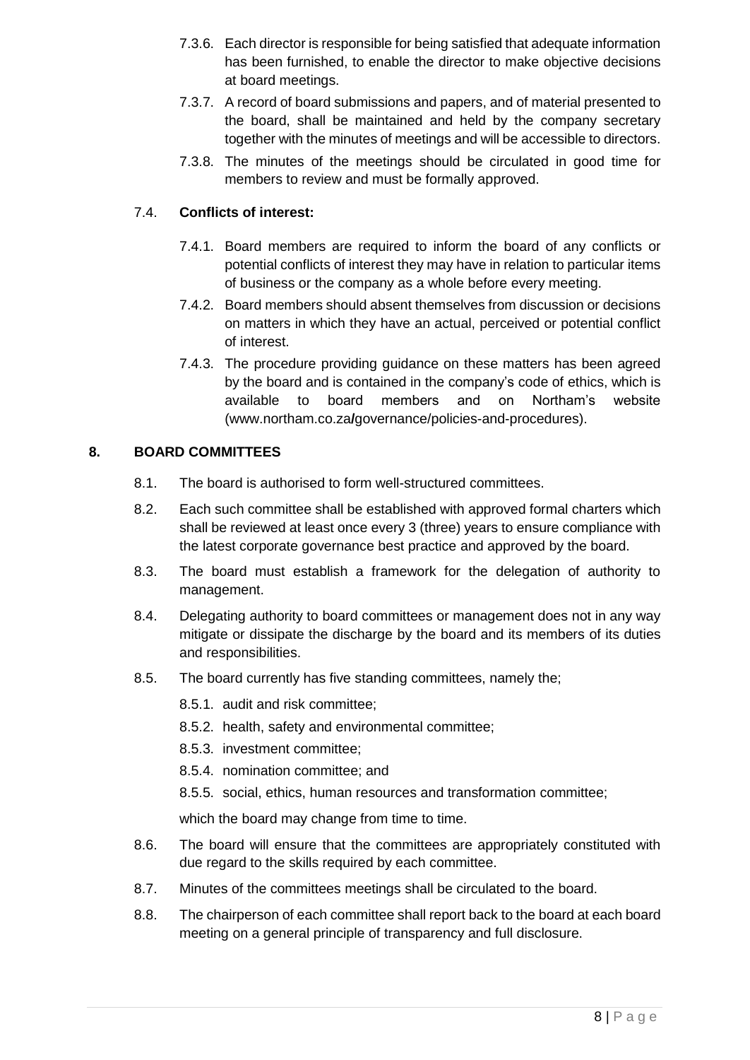7.3.6. Each director is responsible for being satisfied that adequate information has been furnished, to enable the director to make objective decisions at board meetings.

7.3.7. A record of board submissions and papers, and of material presented to the board, shall be maintained and held by the company secretary together with the minutes of meetings and will be accessible to directors.

7.3.8. The minutes of the meetings should be circulated in good time for members to review and must be formally approved.

7.4. **Conflicts of interest:**

7.4.1. Board members are required to inform the board of any conflicts or potential conflicts of interest they may have in relation to particular items of business or the company as a whole before every meeting.

7.4.2. Board members should absent themselves from discussion or decisions on matters in which they have an actual, perceived or potential conflict of interest.

7.4.3. The procedure providing guidance on these matters has been agreed by the board and is contained in the company's code of ethics, which is available to board members and on Northam's website (www.northam.co.za**/**governance/policies-and-procedures).

## 8. BOARD COMMITTEES

8.1. The board is authorised to form well-structured committees.

8.2. Each such committee shall be established with approved formal charters which shall be reviewed at least once every 3 (three) years to ensure compliance with the latest corporate governance best practice and approved by the board.

8.3. The board must establish a framework for the delegation of authority to management.

8.4. Delegating authority to board committees or management does not in any way mitigate or dissipate the discharge by the board and its members of its duties and responsibilities.

8.5. The board currently has five standing committees, namely the;

8.5.1. audit and risk committee;

8.5.2. health, safety and environmental committee;

8.5.3. investment committee;

8.5.4. nomination committee; and

8.5.5. social, ethics, human resources and transformation committee;

which the board may change from time to time.

8.6. The board will ensure that the committees are appropriately constituted with due regard to the skills required by each committee.

8.7. Minutes of the committees meetings shall be circulated to the board.

8.8. The chairperson of each committee shall report back to the board at each board meeting on a general principle of transparency and full disclosure.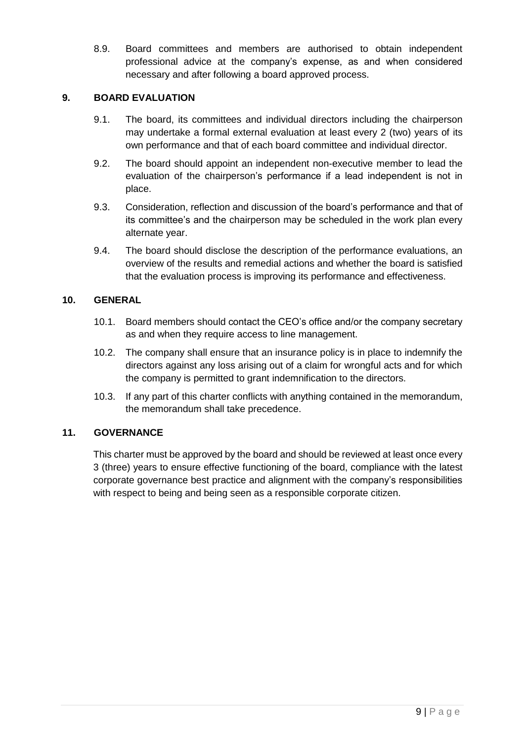8.9. Board committees and members are authorised to obtain independent professional advice at the company's expense, as and when considered necessary and after following a board approved process.

## 9. BOARD EVALUATION

9.1. The board, its committees and individual directors including the chairperson may undertake a formal external evaluation at least every 2 (two) years of its own performance and that of each board committee and individual director.

9.2. The board should appoint an independent non-executive member to lead the evaluation of the chairperson's performance if a lead independent is not in place.

9.3. Consideration, reflection and discussion of the board's performance and that of its committee's and the chairperson may be scheduled in the work plan every alternate year.

9.4. The board should disclose the description of the performance evaluations, an overview of the results and remedial actions and whether the board is satisfied that the evaluation process is improving its performance and effectiveness.

## 10. GENERAL

10.1. Board members should contact the CEO's office and/or the company secretary as and when they require access to line management.

10.2. The company shall ensure that an insurance policy is in place to indemnify the directors against any loss arising out of a claim for wrongful acts and for which the company is permitted to grant indemnification to the directors.

10.3. If any part of this charter conflicts with anything contained in the memorandum, the memorandum shall take precedence.

## 11. GOVERNANCE

This charter must be approved by the board and should be reviewed at least once every 3 (three) years to ensure effective functioning of the board, compliance with the latest corporate governance best practice and alignment with the company's responsibilities with respect to being and being seen as a responsible corporate citizen.